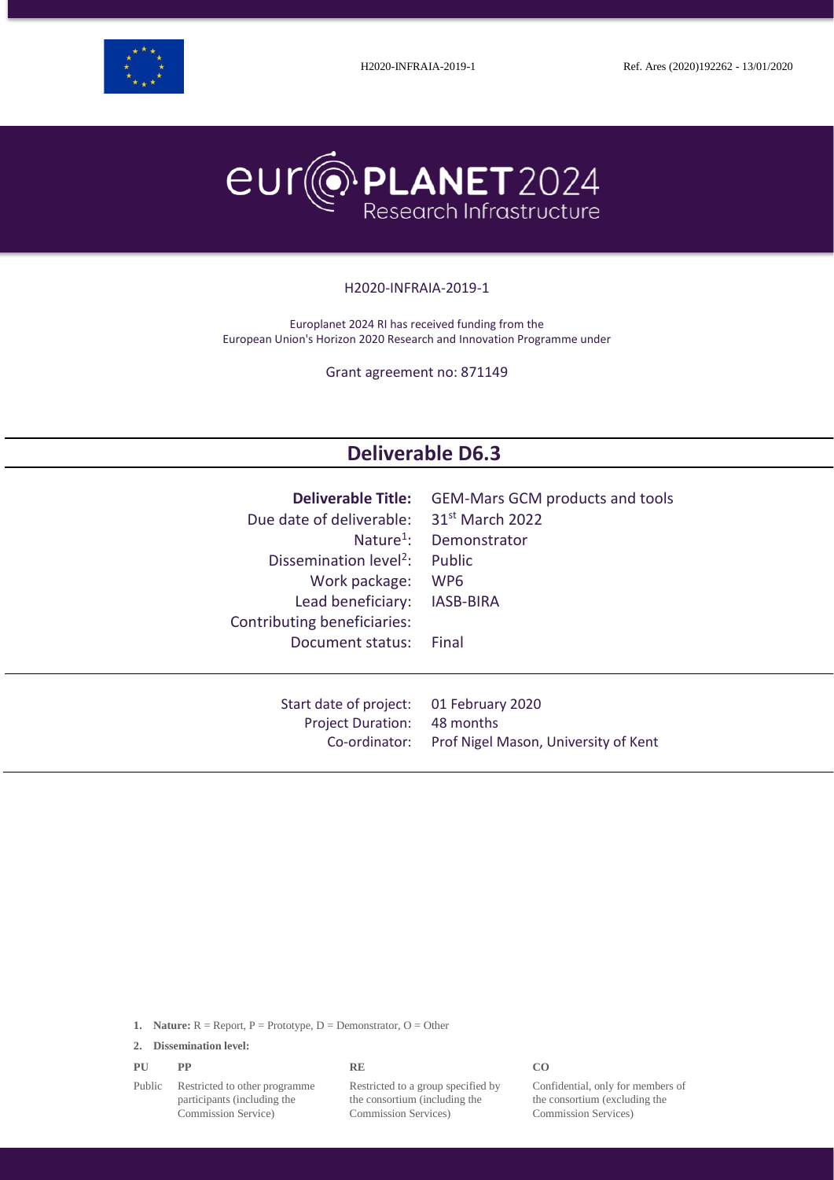H2020-INFRAIA-2019-1 Ref. Ares (2020)192262 - 13/01/2020

# europlanet 2024 Research Infrastructure

H2020-INFRAIA-2019-1

Europlanet 2024 RI has received funding from the European Union's Horizon 2020 Research and Innovation Programme under

Grant agreement no: 871149

## Deliverable D6.3

| | |
|---|---|
| **Deliverable Title:** | GEM-Mars GCM products and tools |
| Due date of deliverable: | 31st March 2022 |
| Nature[1]: | Demonstrator |
| Dissemination level[2]: | Public |
| Work package: | WP6 |
| Lead beneficiary: | IASB-BIRA |
| Contributing beneficiaries: | |
| Document status: | Final |

| | |
|---|---|
| Start date of project: | 01 February 2020 |
| Project Duration: | 48 months |
| Co-ordinator: | Prof Nigel Mason, University of Kent |

1. **Nature:** R = Report, P = Prototype, D = Demonstrator, O = Other

2. **Dissemination level:**

| PU | PP | RE | CO |
|---|---|---|---|
| Public | Restricted to other programme participants (including the Commission Service) | Restricted to a group specified by the consortium (including the Commission Services) | Confidential, only for members of the consortium (excluding the Commission Services) |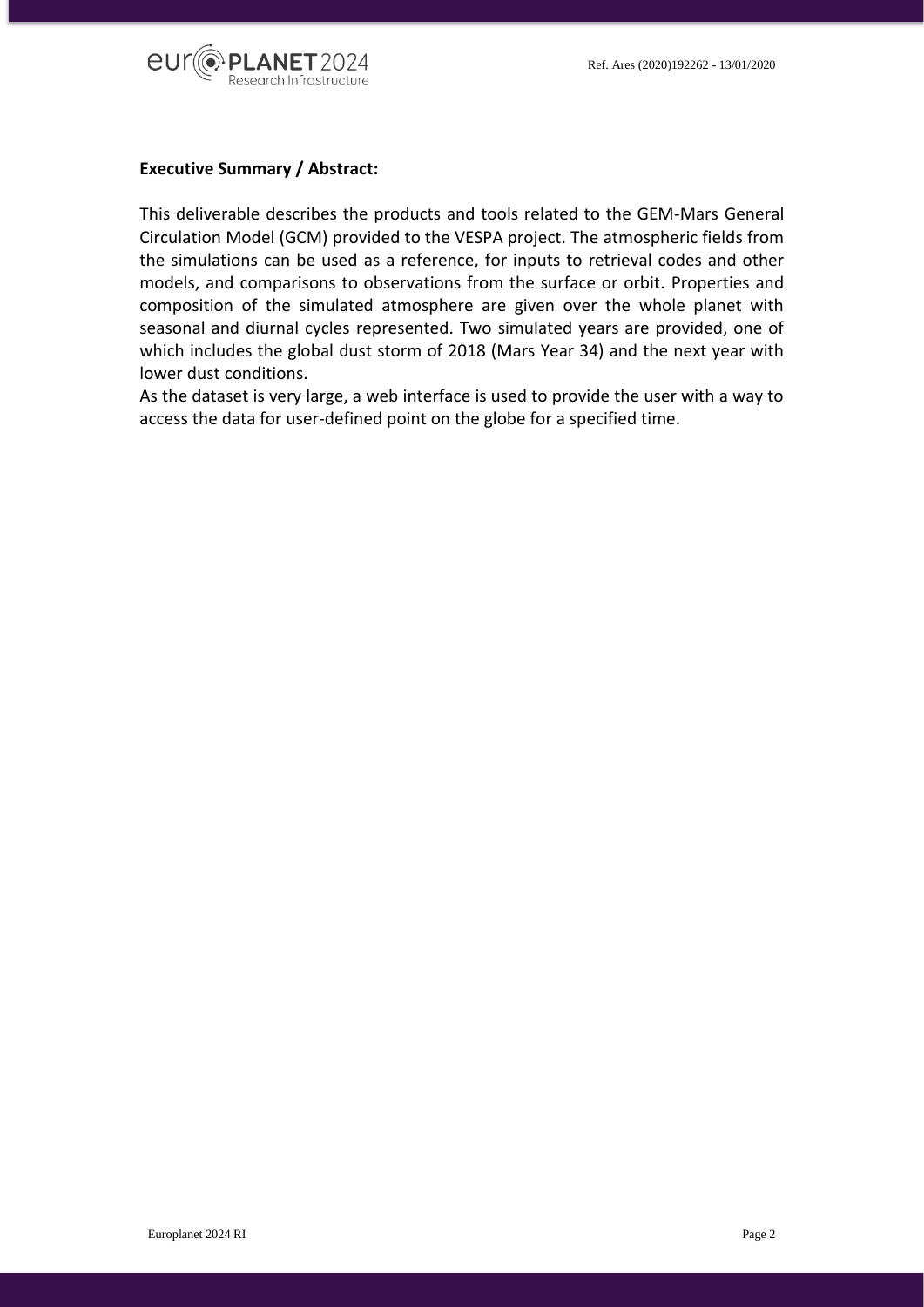**Executive Summary / Abstract:**

This deliverable describes the products and tools related to the GEM-Mars General Circulation Model (GCM) provided to the VESPA project. The atmospheric fields from the simulations can be used as a reference, for inputs to retrieval codes and other models, and comparisons to observations from the surface or orbit. Properties and composition of the simulated atmosphere are given over the whole planet with seasonal and diurnal cycles represented. Two simulated years are provided, one of which includes the global dust storm of 2018 (Mars Year 34) and the next year with lower dust conditions.

As the dataset is very large, a web interface is used to provide the user with a way to access the data for user-defined point on the globe for a specified time.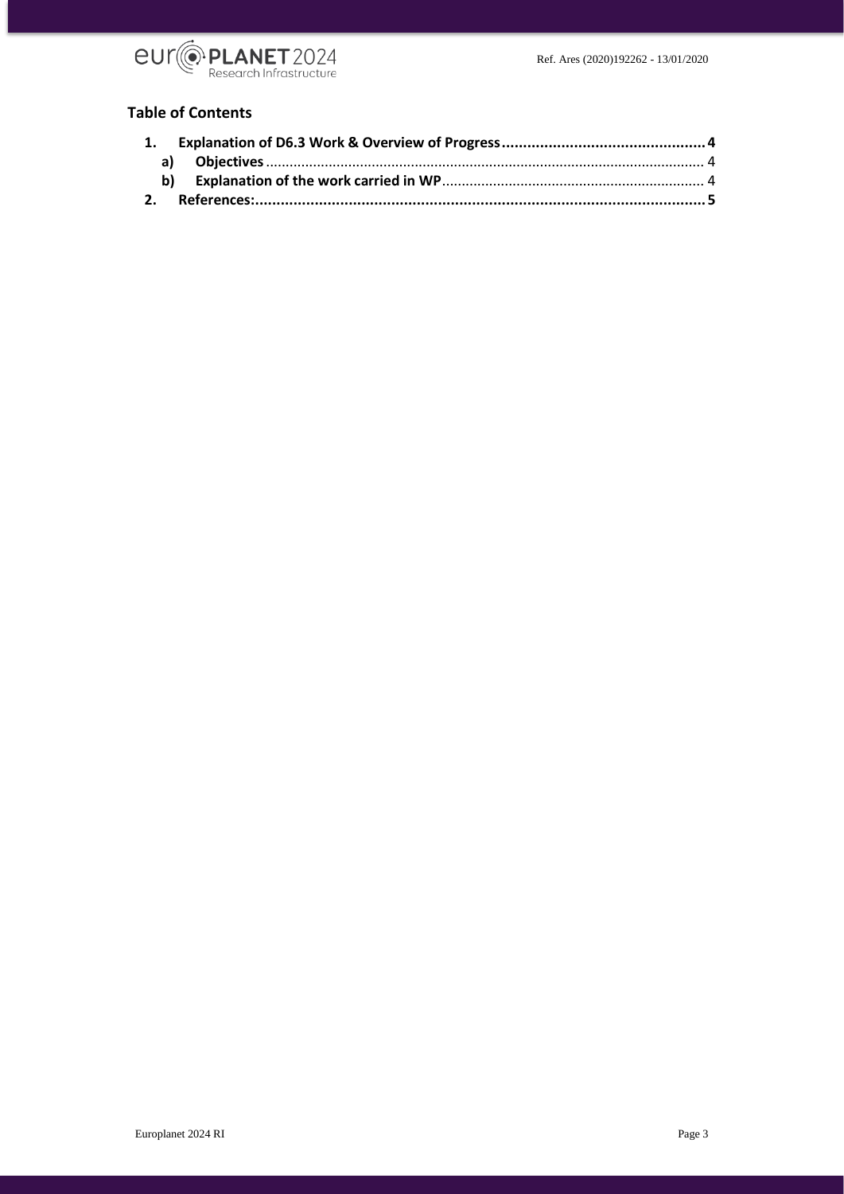## Table of Contents

1. **Explanation of D6.3 Work & Overview of Progress** ........................................ **4**
   a) **Objectives** ........................................................................................ 4
   b) **Explanation of the work carried in WP** ................................................ 4
2. **References:** ........................................................................................ **5**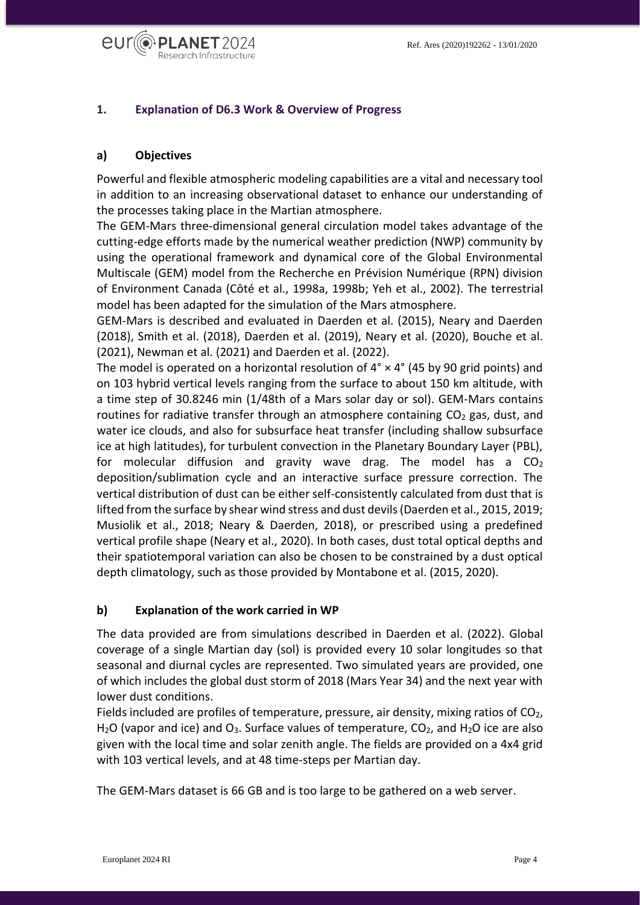## 1. Explanation of D6.3 Work & Overview of Progress

### a) Objectives

Powerful and flexible atmospheric modeling capabilities are a vital and necessary tool in addition to an increasing observational dataset to enhance our understanding of the processes taking place in the Martian atmosphere.

The GEM-Mars three-dimensional general circulation model takes advantage of the cutting-edge efforts made by the numerical weather prediction (NWP) community by using the operational framework and dynamical core of the Global Environmental Multiscale (GEM) model from the Recherche en Prévision Numérique (RPN) division of Environment Canada (Côté et al., 1998a, 1998b; Yeh et al., 2002). The terrestrial model has been adapted for the simulation of the Mars atmosphere.

GEM-Mars is described and evaluated in Daerden et al. (2015), Neary and Daerden (2018), Smith et al. (2018), Daerden et al. (2019), Neary et al. (2020), Bouche et al. (2021), Newman et al. (2021) and Daerden et al. (2022).

The model is operated on a horizontal resolution of 4° × 4° (45 by 90 grid points) and on 103 hybrid vertical levels ranging from the surface to about 150 km altitude, with a time step of 30.8246 min (1/48th of a Mars solar day or sol). GEM-Mars contains routines for radiative transfer through an atmosphere containing $CO_2$ gas, dust, and water ice clouds, and also for subsurface heat transfer (including shallow subsurface ice at high latitudes), for turbulent convection in the Planetary Boundary Layer (PBL), for molecular diffusion and gravity wave drag. The model has a $CO_2$ deposition/sublimation cycle and an interactive surface pressure correction. The vertical distribution of dust can be either self-consistently calculated from dust that is lifted from the surface by shear wind stress and dust devils (Daerden et al., 2015, 2019; Musiolik et al., 2018; Neary & Daerden, 2018), or prescribed using a predefined vertical profile shape (Neary et al., 2020). In both cases, dust total optical depths and their spatiotemporal variation can also be chosen to be constrained by a dust optical depth climatology, such as those provided by Montabone et al. (2015, 2020).

### b) Explanation of the work carried in WP

The data provided are from simulations described in Daerden et al. (2022). Global coverage of a single Martian day (sol) is provided every 10 solar longitudes so that seasonal and diurnal cycles are represented. Two simulated years are provided, one of which includes the global dust storm of 2018 (Mars Year 34) and the next year with lower dust conditions.

Fields included are profiles of temperature, pressure, air density, mixing ratios of $CO_2$, $H_2O$ (vapor and ice) and $O_3$. Surface values of temperature, $CO_2$, and $H_2O$ ice are also given with the local time and solar zenith angle. The fields are provided on a 4x4 grid with 103 vertical levels, and at 48 time-steps per Martian day.

The GEM-Mars dataset is 66 GB and is too large to be gathered on a web server.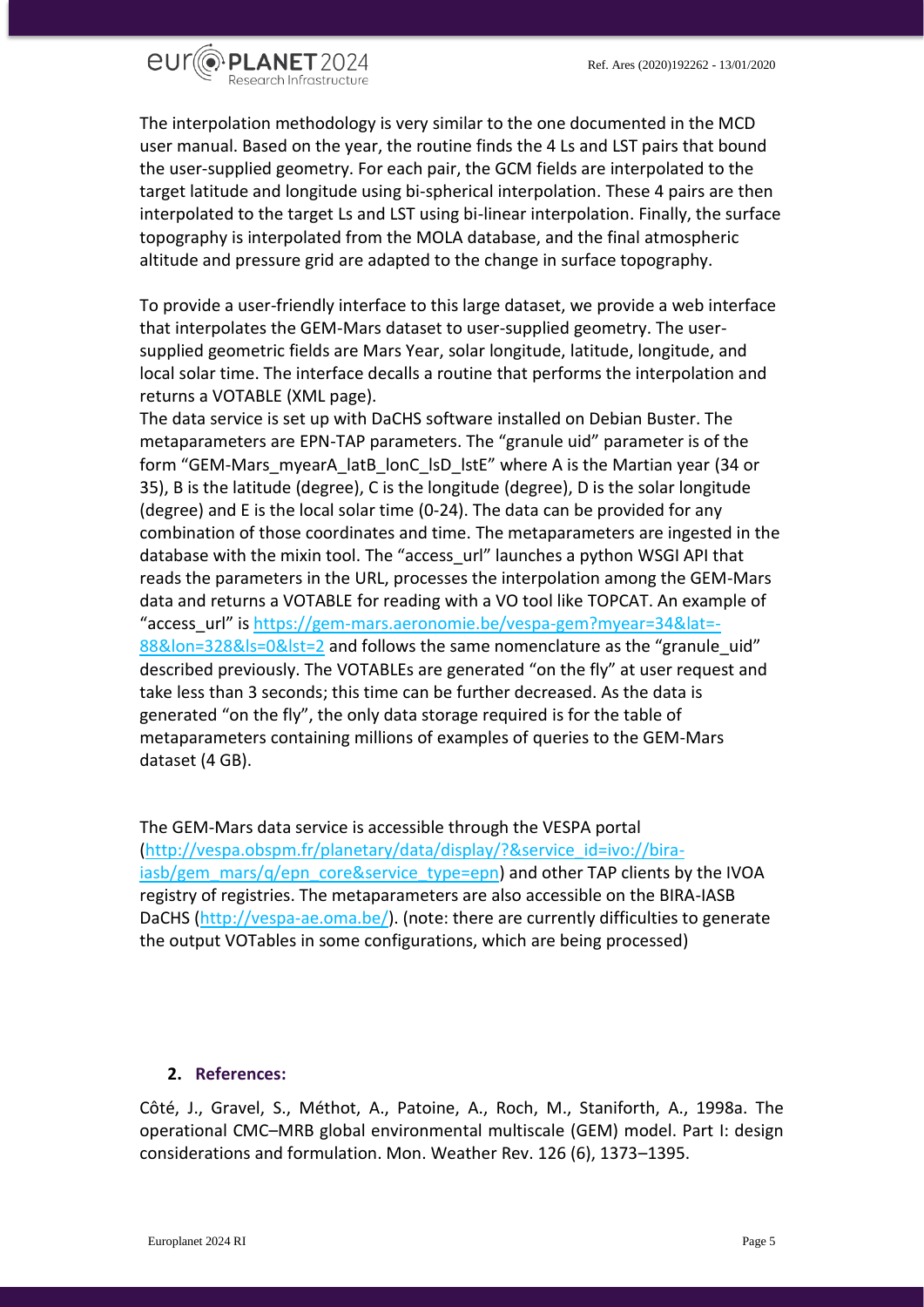The interpolation methodology is very similar to the one documented in the MCD user manual. Based on the year, the routine finds the 4 Ls and LST pairs that bound the user-supplied geometry. For each pair, the GCM fields are interpolated to the target latitude and longitude using bi-spherical interpolation. These 4 pairs are then interpolated to the target Ls and LST using bi-linear interpolation. Finally, the surface topography is interpolated from the MOLA database, and the final atmospheric altitude and pressure grid are adapted to the change in surface topography.

To provide a user-friendly interface to this large dataset, we provide a web interface that interpolates the GEM-Mars dataset to user-supplied geometry. The user-supplied geometric fields are Mars Year, solar longitude, latitude, longitude, and local solar time. The interface decalls a routine that performs the interpolation and returns a VOTABLE (XML page).

The data service is set up with DaCHS software installed on Debian Buster. The metaparameters are EPN-TAP parameters. The "granule uid" parameter is of the form "GEM-Mars_myearA_latB_lonC_lsD_lstE" where A is the Martian year (34 or 35), B is the latitude (degree), C is the longitude (degree), D is the solar longitude (degree) and E is the local solar time (0-24). The data can be provided for any combination of those coordinates and time. The metaparameters are ingested in the database with the mixin tool. The "access_url" launches a python WSGI API that reads the parameters in the URL, processes the interpolation among the GEM-Mars data and returns a VOTABLE for reading with a VO tool like TOPCAT. An example of "access_url" is [https://gem-mars.aeronomie.be/vespa-gem?myear=34&lat=-88&lon=328&ls=0&lst=2](https://gem-mars.aeronomie.be/vespa-gem?myear=34&lat=-88&lon=328&ls=0&lst=2) and follows the same nomenclature as the "granule_uid" described previously. The VOTABLEs are generated "on the fly" at user request and take less than 3 seconds; this time can be further decreased. As the data is generated "on the fly", the only data storage required is for the table of metaparameters containing millions of examples of queries to the GEM-Mars dataset (4 GB).

The GEM-Mars data service is accessible through the VESPA portal ([http://vespa.obspm.fr/planetary/data/display/?&service_id=ivo://bira-iasb/gem_mars/q/epn_core&service_type=epn](http://vespa.obspm.fr/planetary/data/display/?&service_id=ivo://bira-iasb/gem_mars/q/epn_core&service_type=epn)) and other TAP clients by the IVOA registry of registries. The metaparameters are also accessible on the BIRA-IASB DaCHS ([http://vespa-ae.oma.be/](http://vespa-ae.oma.be/)). (note: there are currently difficulties to generate the output VOTables in some configurations, which are being processed)

## 2. References:

Côté, J., Gravel, S., Méthot, A., Patoine, A., Roch, M., Staniforth, A., 1998a. The operational CMC–MRB global environmental multiscale (GEM) model. Part I: design considerations and formulation. Mon. Weather Rev. 126 (6), 1373–1395.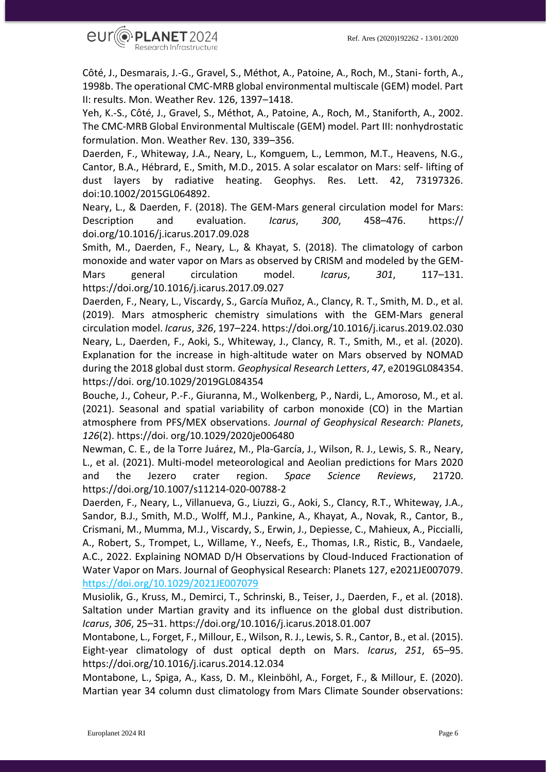Côté, J., Desmarais, J.-G., Gravel, S., Méthot, A., Patoine, A., Roch, M., Stani- forth, A., 1998b. The operational CMC-MRB global environmental multiscale (GEM) model. Part II: results. Mon. Weather Rev. 126, 1397–1418.

Yeh, K.-S., Côté, J., Gravel, S., Méthot, A., Patoine, A., Roch, M., Staniforth, A., 2002. The CMC-MRB Global Environmental Multiscale (GEM) model. Part III: nonhydrostatic formulation. Mon. Weather Rev. 130, 339–356.

Daerden, F., Whiteway, J.A., Neary, L., Komguem, L., Lemmon, M.T., Heavens, N.G., Cantor, B.A., Hébrard, E., Smith, M.D., 2015. A solar escalator on Mars: self- lifting of dust layers by radiative heating. Geophys. Res. Lett. 42, 73197326. doi:10.1002/2015GL064892.

Neary, L., & Daerden, F. (2018). The GEM-Mars general circulation model for Mars: Description and evaluation. *Icarus*, *300*, 458–476. https:// doi.org/10.1016/j.icarus.2017.09.028

Smith, M., Daerden, F., Neary, L., & Khayat, S. (2018). The climatology of carbon monoxide and water vapor on Mars as observed by CRISM and modeled by the GEM-Mars general circulation model. *Icarus*, *301*, 117–131. https://doi.org/10.1016/j.icarus.2017.09.027

Daerden, F., Neary, L., Viscardy, S., García Muñoz, A., Clancy, R. T., Smith, M. D., et al. (2019). Mars atmospheric chemistry simulations with the GEM-Mars general circulation model. *Icarus*, *326*, 197–224. https://doi.org/10.1016/j.icarus.2019.02.030

Neary, L., Daerden, F., Aoki, S., Whiteway, J., Clancy, R. T., Smith, M., et al. (2020). Explanation for the increase in high-altitude water on Mars observed by NOMAD during the 2018 global dust storm. *Geophysical Research Letters*, *47*, e2019GL084354. https://doi. org/10.1029/2019GL084354

Bouche, J., Coheur, P.-F., Giuranna, M., Wolkenberg, P., Nardi, L., Amoroso, M., et al. (2021). Seasonal and spatial variability of carbon monoxide (CO) in the Martian atmosphere from PFS/MEX observations. *Journal of Geophysical Research: Planets*, *126*(2). https://doi. org/10.1029/2020je006480

Newman, C. E., de la Torre Juárez, M., Pla-García, J., Wilson, R. J., Lewis, S. R., Neary, L., et al. (2021). Multi-model meteorological and Aeolian predictions for Mars 2020 and the Jezero crater region. *Space Science Reviews*, 21720. https://doi.org/10.1007/s11214-020-00788-2

Daerden, F., Neary, L., Villanueva, G., Liuzzi, G., Aoki, S., Clancy, R.T., Whiteway, J.A., Sandor, B.J., Smith, M.D., Wolff, M.J., Pankine, A., Khayat, A., Novak, R., Cantor, B., Crismani, M., Mumma, M.J., Viscardy, S., Erwin, J., Depiesse, C., Mahieux, A., Piccialli, A., Robert, S., Trompet, L., Willame, Y., Neefs, E., Thomas, I.R., Ristic, B., Vandaele, A.C., 2022. Explaining NOMAD D/H Observations by Cloud-Induced Fractionation of Water Vapor on Mars. Journal of Geophysical Research: Planets 127, e2021JE007079. https://doi.org/10.1029/2021JE007079

Musiolik, G., Kruss, M., Demirci, T., Schrinski, B., Teiser, J., Daerden, F., et al. (2018). Saltation under Martian gravity and its influence on the global dust distribution. *Icarus*, *306*, 25–31. https://doi.org/10.1016/j.icarus.2018.01.007

Montabone, L., Forget, F., Millour, E., Wilson, R. J., Lewis, S. R., Cantor, B., et al. (2015). Eight-year climatology of dust optical depth on Mars. *Icarus*, *251*, 65–95. https://doi.org/10.1016/j.icarus.2014.12.034

Montabone, L., Spiga, A., Kass, D. M., Kleinböhl, A., Forget, F., & Millour, E. (2020). Martian year 34 column dust climatology from Mars Climate Sounder observations: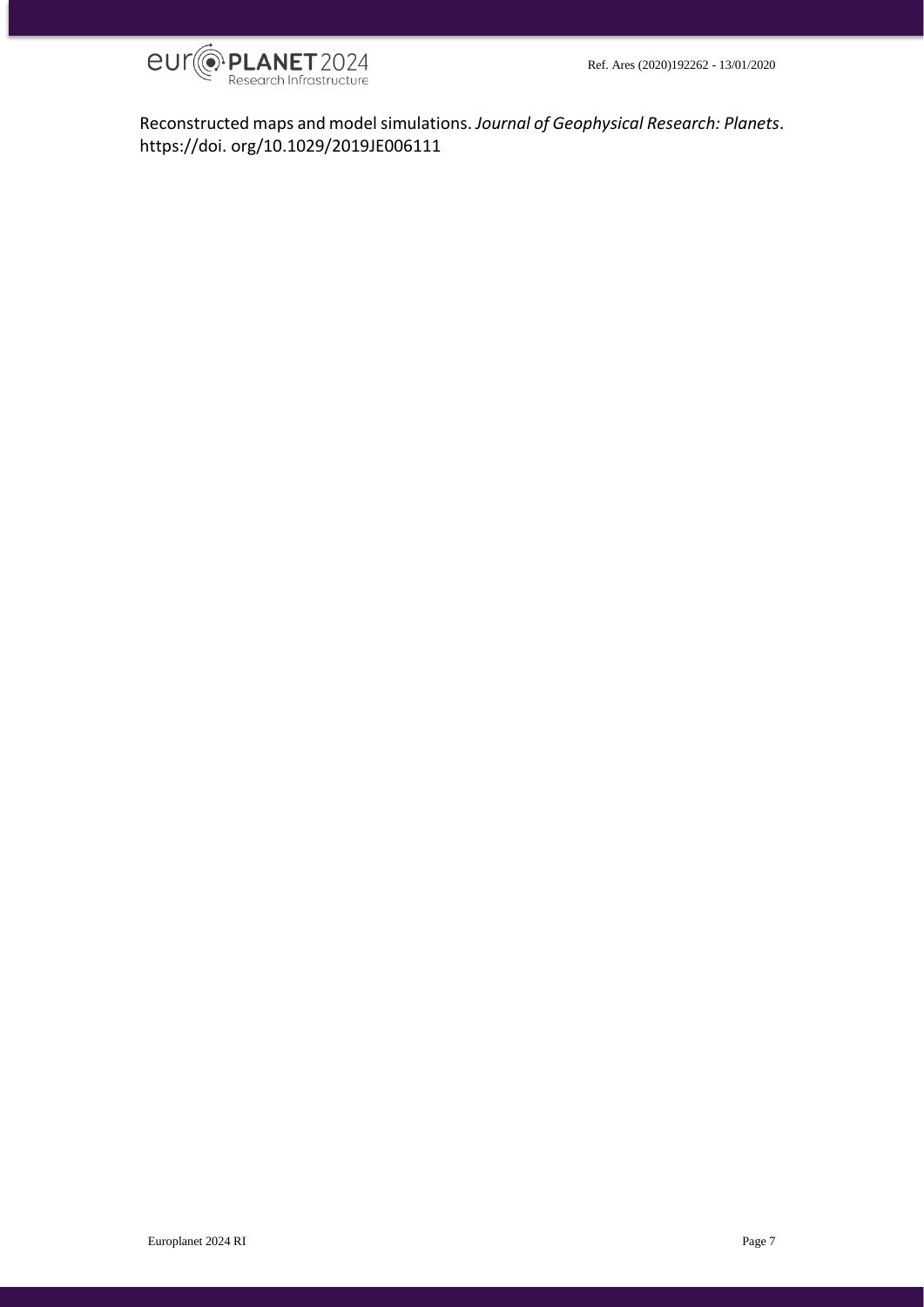Reconstructed maps and model simulations. *Journal of Geophysical Research: Planets*. https://doi. org/10.1029/2019JE006111